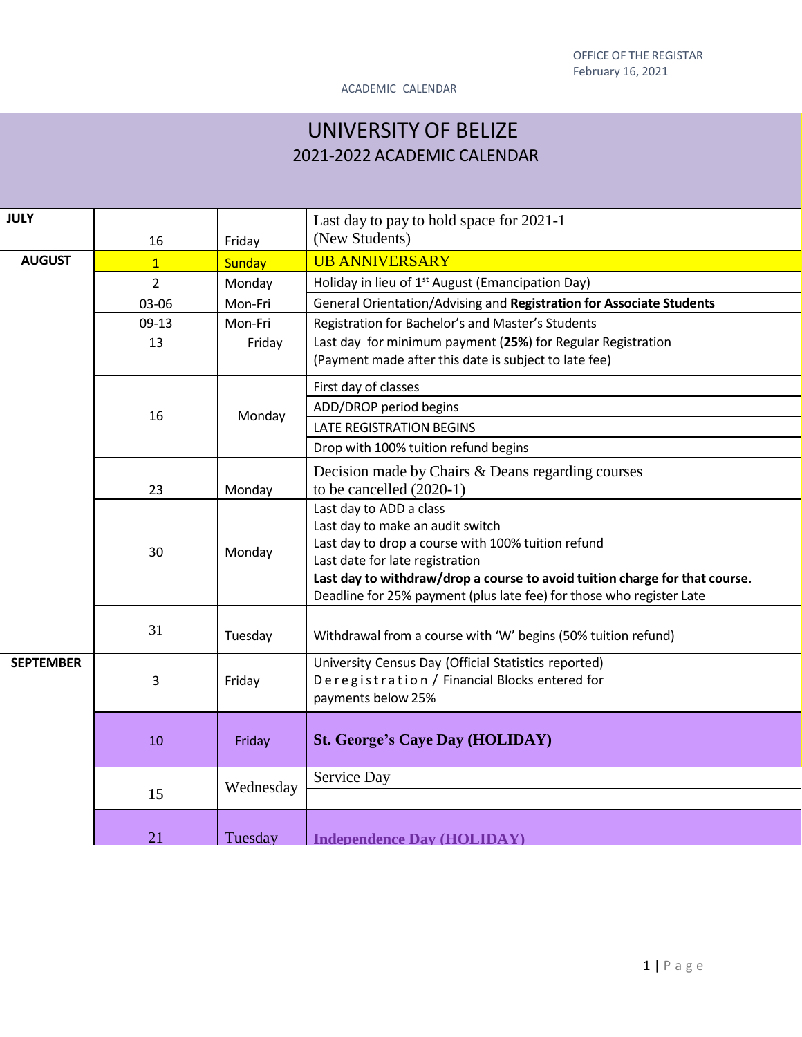OFFICE OF THE REGISTRAR
February 16, 2021

ACADEMIC CALENDAR

# UNIVERSITY OF BELIZE
## 2021-2022 ACADEMIC CALENDAR

| Month | Date | Day | Event |
|---|---|---|---|
| **JULY** | 16 | Friday | Last day to pay to hold space for 2021-1 (New Students) |
| **AUGUST** | 1 | Sunday | UB ANNIVERSARY |
| | 2 | Monday | Holiday in lieu of 1st August (Emancipation Day) |
| | 03-06 | Mon-Fri | General Orientation/Advising and **Registration for Associate Students** |
| | 09-13 | Mon-Fri | Registration for Bachelor's and Master's Students |
| | 13 | Friday | Last day for minimum payment (**25%**) for Regular Registration (Payment made after this date is subject to late fee) |
| | 16 | Monday | First day of classes<br>ADD/DROP period begins<br>LATE REGISTRATION BEGINS<br>Drop with 100% tuition refund begins |
| | 23 | Monday | Decision made by Chairs & Deans regarding courses to be cancelled (2020-1) |
| | 30 | Monday | Last day to ADD a class<br>Last day to make an audit switch<br>Last day to drop a course with 100% tuition refund<br>Last date for late registration<br>**Last day to withdraw/drop a course to avoid tuition charge for that course.**<br>Deadline for 25% payment (plus late fee) for those who register Late |
| | 31 | Tuesday | Withdrawal from a course with 'W' begins (50% tuition refund) |
| **SEPTEMBER** | 3 | Friday | University Census Day (Official Statistics reported)<br>Deregistration / Financial Blocks entered for payments below 25% |
| | 10 | Friday | **St. George's Caye Day (HOLIDAY)** |
| | 15 | Wednesday | Service Day |
| | 21 | Tuesday | **Independence Day (HOLIDAY)** |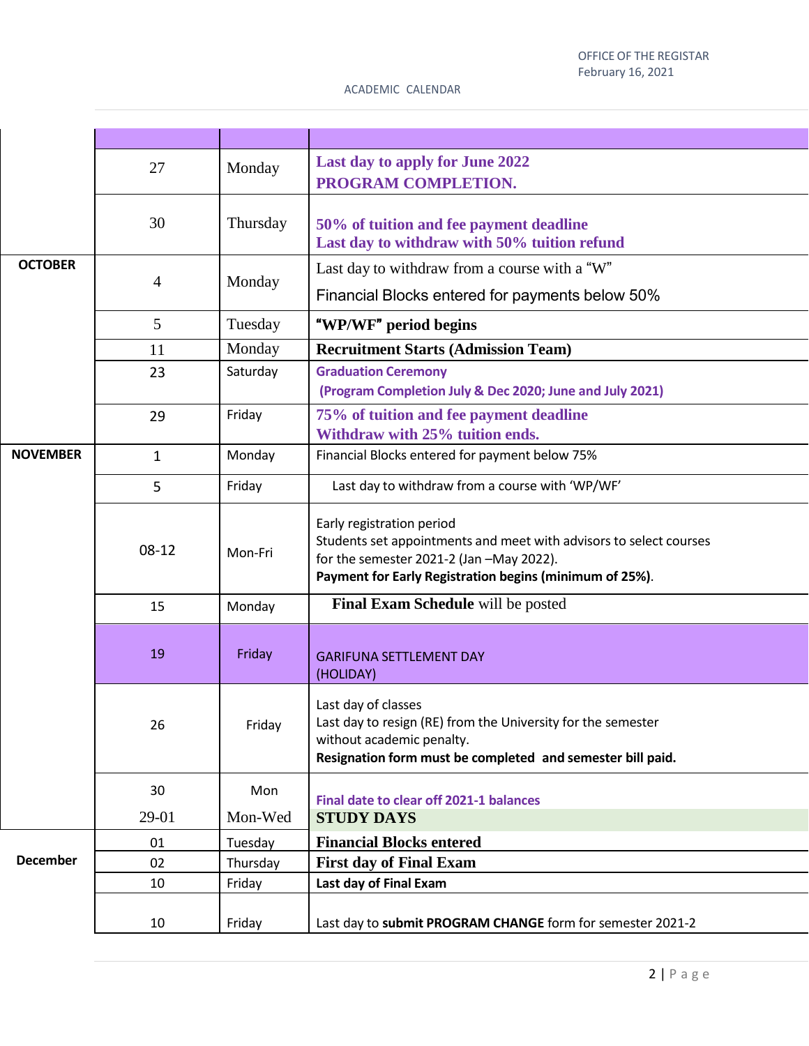| | | | |
|---|---|---|---|
| | 27 | Monday | **Last day to apply for June 2022 PROGRAM COMPLETION.** |
| | 30 | Thursday | **50% of tuition and fee payment deadline**<br>**Last day to withdraw with 50% tuition refund** |
| **OCTOBER** | 4 | Monday | Last day to withdraw from a course with a "W"<br>Financial Blocks entered for payments below 50% |
| | 5 | Tuesday | **"WP/WF" period begins** |
| | 11 | Monday | **Recruitment Starts (Admission Team)** |
| | 23 | Saturday | **Graduation Ceremony**<br>**(Program Completion July & Dec 2020; June and July 2021)** |
| | 29 | Friday | **75% of tuition and fee payment deadline**<br>**Withdraw with 25% tuition ends.** |
| **NOVEMBER** | 1 | Monday | Financial Blocks entered for payment below 75% |
| | 5 | Friday | Last day to withdraw from a course with 'WP/WF' |
| | 08-12 | Mon-Fri | Early registration period<br>Students set appointments and meet with advisors to select courses for the semester 2021-2 (Jan –May 2022).<br>**Payment for Early Registration begins (minimum of 25%)**. |
| | 15 | Monday | **Final Exam Schedule** will be posted |
| | 19 | Friday | GARIFUNA SETTLEMENT DAY<br>(HOLIDAY) |
| | 26 | Friday | Last day of classes<br>Last day to resign (RE) from the University for the semester without academic penalty.<br>**Resignation form must be completed and semester bill paid.** |
| | 30 | Mon | **Final date to clear off 2021-1 balances** |
| | 29-01 | Mon-Wed | **STUDY DAYS** |
| **December** | 01 | Tuesday | **Financial Blocks entered** |
| | 02 | Thursday | **First day of Final Exam** |
| | 10 | Friday | **Last day of Final Exam** |
| | 10 | Friday | Last day to **submit PROGRAM CHANGE** form for semester 2021-2 |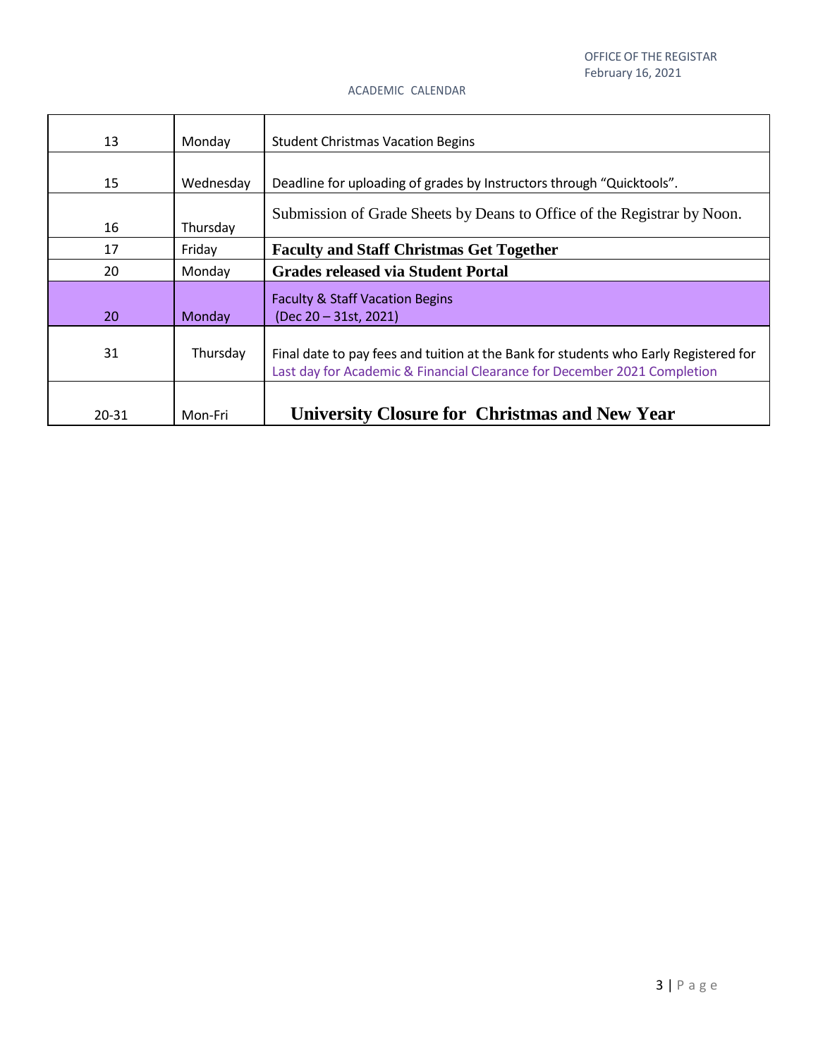OFFICE OF THE REGISTAR
February 16, 2021

ACADEMIC CALENDAR

| | | |
|---|---|---|
| 13 | Monday | Student Christmas Vacation Begins |
| 15 | Wednesday | Deadline for uploading of grades by Instructors through “Quicktools”. |
| 16 | Thursday | Submission of Grade Sheets by Deans to Office of the Registrar by Noon. |
| 17 | Friday | **Faculty and Staff Christmas Get Together** |
| 20 | Monday | **Grades released via Student Portal** |
| 20 | Monday | Faculty & Staff Vacation Begins (Dec 20 – 31st, 2021) |
| 31 | Thursday | Final date to pay fees and tuition at the Bank for students who Early Registered for<br>Last day for Academic & Financial Clearance for December 2021 Completion |
| 20-31 | Mon-Fri | **University Closure for Christmas and New Year** |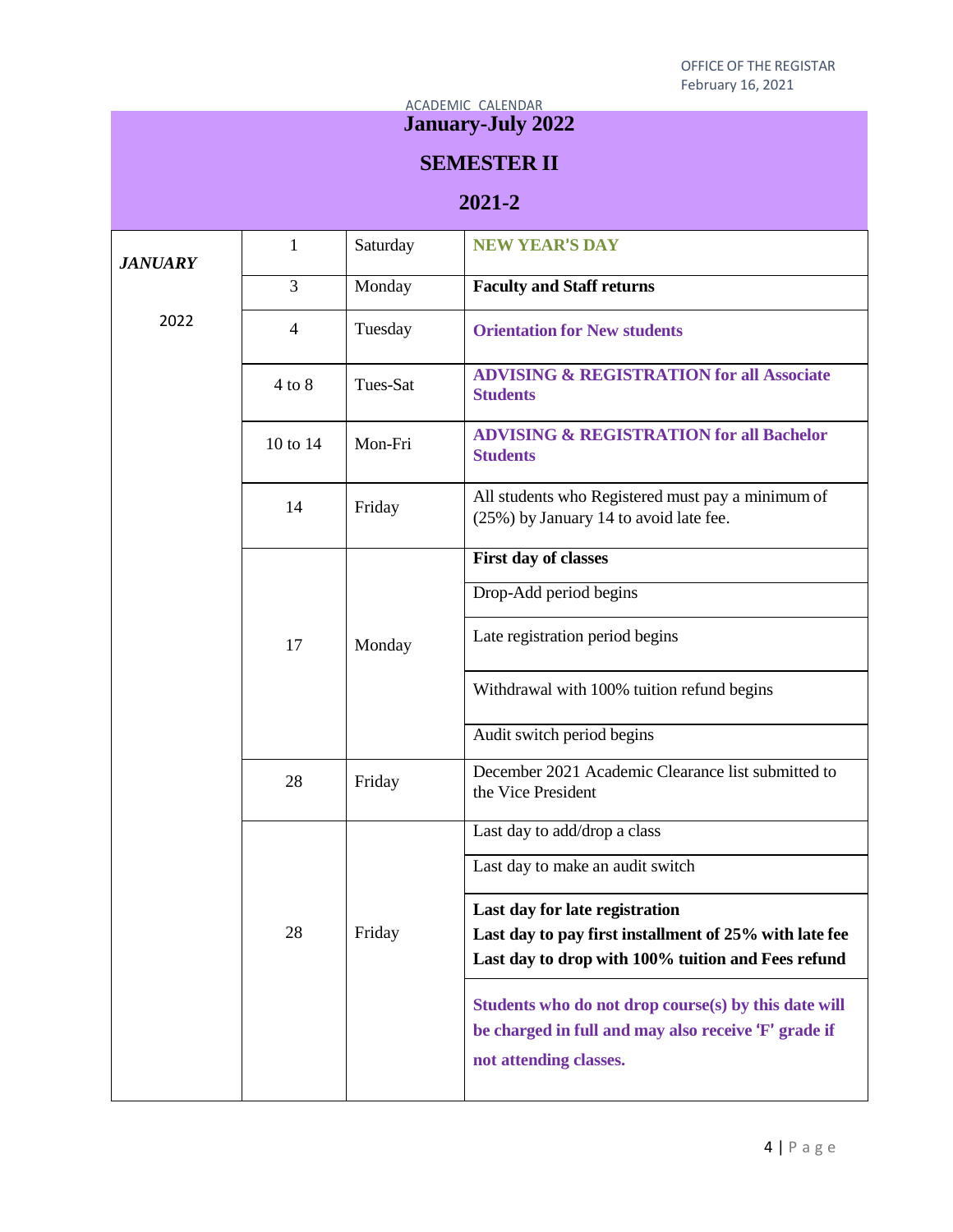OFFICE OF THE REGISTAR
February 16, 2021

ACADEMIC CALENDAR

# January-July 2022

# SEMESTER II

# 2021-2

| | | | |
|---|---|---|---|
| ***JANUARY*** | 1 | Saturday | **NEW YEAR'S DAY** |
| 2022 | 3 | Monday | **Faculty and Staff returns** |
| | 4 | Tuesday | **Orientation for New students** |
| | 4 to 8 | Tues-Sat | **ADVISING & REGISTRATION for all Associate Students** |
| | 10 to 14 | Mon-Fri | **ADVISING & REGISTRATION for all Bachelor Students** |
| | 14 | Friday | All students who Registered must pay a minimum of (25%) by January 14 to avoid late fee. |
| | 17 | Monday | **First day of classes** |
| | | | Drop-Add period begins |
| | | | Late registration period begins |
| | | | Withdrawal with 100% tuition refund begins |
| | | | Audit switch period begins |
| | 28 | Friday | December 2021 Academic Clearance list submitted to the Vice President |
| | 28 | Friday | Last day to add/drop a class |
| | | | Last day to make an audit switch |
| | | | **Last day for late registration**<br>**Last day to pay first installment of 25% with late fee**<br>**Last day to drop with 100% tuition and Fees refund** |
| | | | **Students who do not drop course(s) by this date will be charged in full and may also receive 'F' grade if not attending classes.** |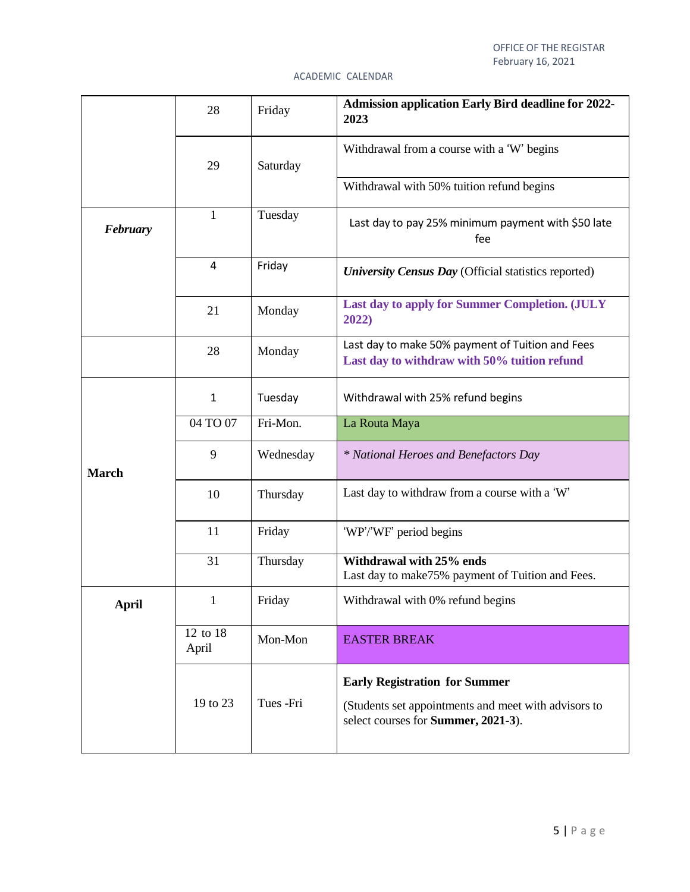ACADEMIC CALENDAR

| | | | |
|---|---|---|---|
| | 28 | Friday | **Admission application Early Bird deadline for 2022-2023** |
| | 29 | Saturday | Withdrawal from a course with a 'W' begins |
| | | | Withdrawal with 50% tuition refund begins |
| ***February*** | 1 | Tuesday | Last day to pay 25% minimum payment with $50 late fee |
| | 4 | Friday | ***University Census Day*** (Official statistics reported) |
| | 21 | Monday | **Last day to apply for Summer Completion. (JULY 2022)** |
| | 28 | Monday | Last day to make 50% payment of Tuition and Fees<br>**Last day to withdraw with 50% tuition refund** |
| **March** | 1 | Tuesday | Withdrawal with 25% refund begins |
| | 04 TO 07 | Fri-Mon. | La Routa Maya |
| | 9 | Wednesday | *\* National Heroes and Benefactors Day* |
| | 10 | Thursday | Last day to withdraw from a course with a 'W' |
| | 11 | Friday | 'WP'/'WF' period begins |
| | 31 | Thursday | **Withdrawal with 25% ends**<br>Last day to make75% payment of Tuition and Fees. |
| **April** | 1 | Friday | Withdrawal with 0% refund begins |
| | 12 to 18 April | Mon-Mon | EASTER BREAK |
| | 19 to 23 | Tues -Fri | **Early Registration for Summer**<br>(Students set appointments and meet with advisors to select courses for **Summer, 2021-3**). |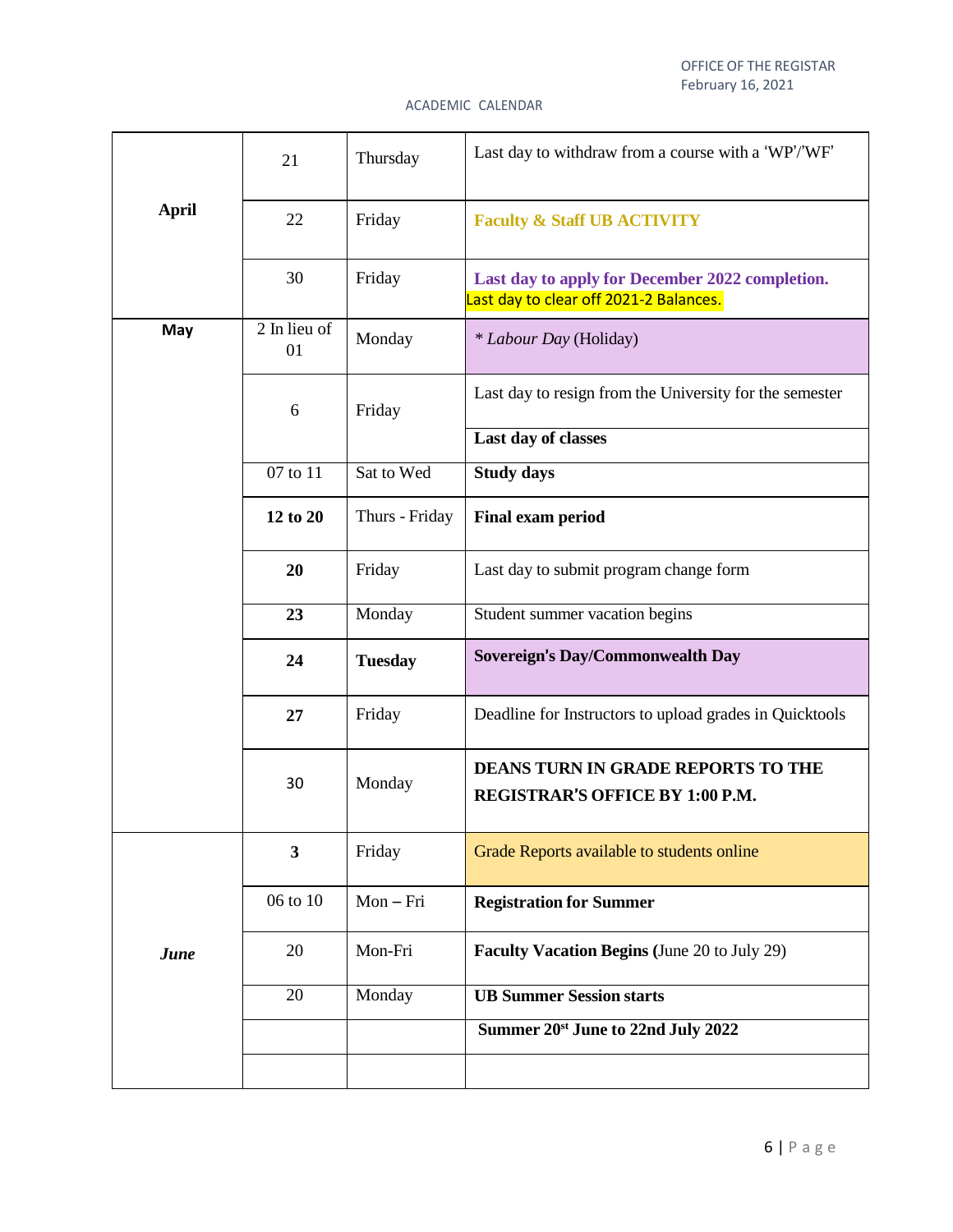OFFICE OF THE REGISTAR
February 16, 2021

ACADEMIC CALENDAR

| | | | |
|---|---|---|---|
| **April** | 21 | Thursday | Last day to withdraw from a course with a 'WP'/'WF' |
| | 22 | Friday | **Faculty & Staff UB ACTIVITY** |
| | 30 | Friday | **Last day to apply for December 2022 completion.** Last day to clear off 2021-2 Balances. |
| **May** | 2 In lieu of 01 | Monday | * *Labour Day* (Holiday) |
| | 6 | Friday | Last day to resign from the University for the semester |
| | | | **Last day of classes** |
| | 07 to 11 | Sat to Wed | **Study days** |
| | **12 to 20** | Thurs - Friday | **Final exam period** |
| | **20** | Friday | Last day to submit program change form |
| | **23** | Monday | Student summer vacation begins |
| | **24** | **Tuesday** | **Sovereign's Day/Commonwealth Day** |
| | **27** | Friday | Deadline for Instructors to upload grades in Quicktools |
| | 30 | Monday | **DEANS TURN IN GRADE REPORTS TO THE REGISTRAR'S OFFICE BY 1:00 P.M.** |
| ***June*** | **3** | Friday | Grade Reports available to students online |
| | 06 to 10 | Mon – Fri | **Registration for Summer** |
| | 20 | Mon-Fri | **Faculty Vacation Begins (**June 20 to July 29) |
| | 20 | Monday | **UB Summer Session starts** |
| | | | **Summer 20st June to 22nd July 2022** |
| | | | |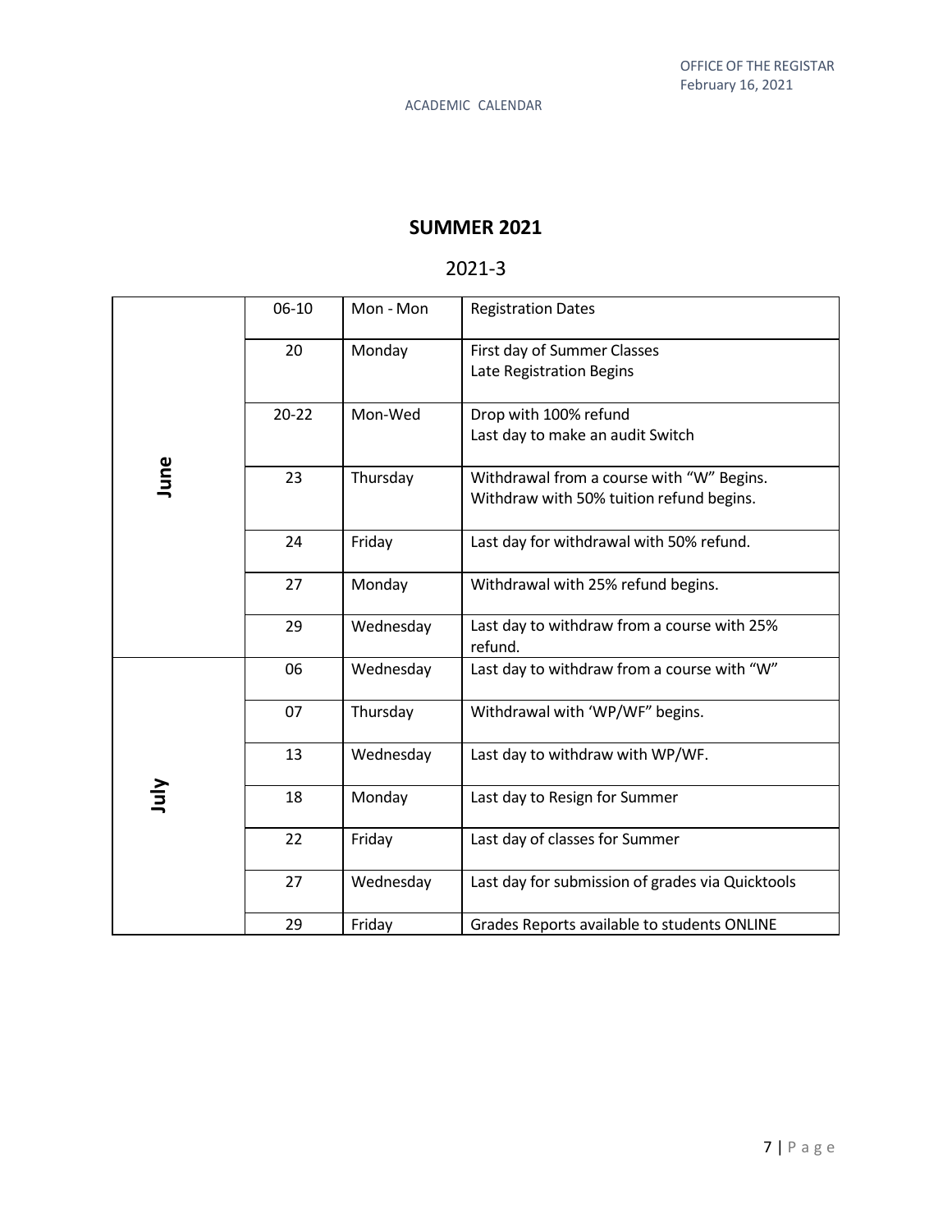## SUMMER 2021

### 2021-3

| | | | |
|---|---|---|---|
| June | 06-10 | Mon - Mon | Registration Dates |
| | 20 | Monday | First day of Summer Classes<br>Late Registration Begins |
| | 20-22 | Mon-Wed | Drop with 100% refund<br>Last day to make an audit Switch |
| | 23 | Thursday | Withdrawal from a course with “W” Begins.<br>Withdraw with 50% tuition refund begins. |
| | 24 | Friday | Last day for withdrawal with 50% refund. |
| | 27 | Monday | Withdrawal with 25% refund begins. |
| | 29 | Wednesday | Last day to withdraw from a course with 25% refund. |
| July | 06 | Wednesday | Last day to withdraw from a course with “W” |
| | 07 | Thursday | Withdrawal with ‘WP/WF” begins. |
| | 13 | Wednesday | Last day to withdraw with WP/WF. |
| | 18 | Monday | Last day to Resign for Summer |
| | 22 | Friday | Last day of classes for Summer |
| | 27 | Wednesday | Last day for submission of grades via Quicktools |
| | 29 | Friday | Grades Reports available to students ONLINE |